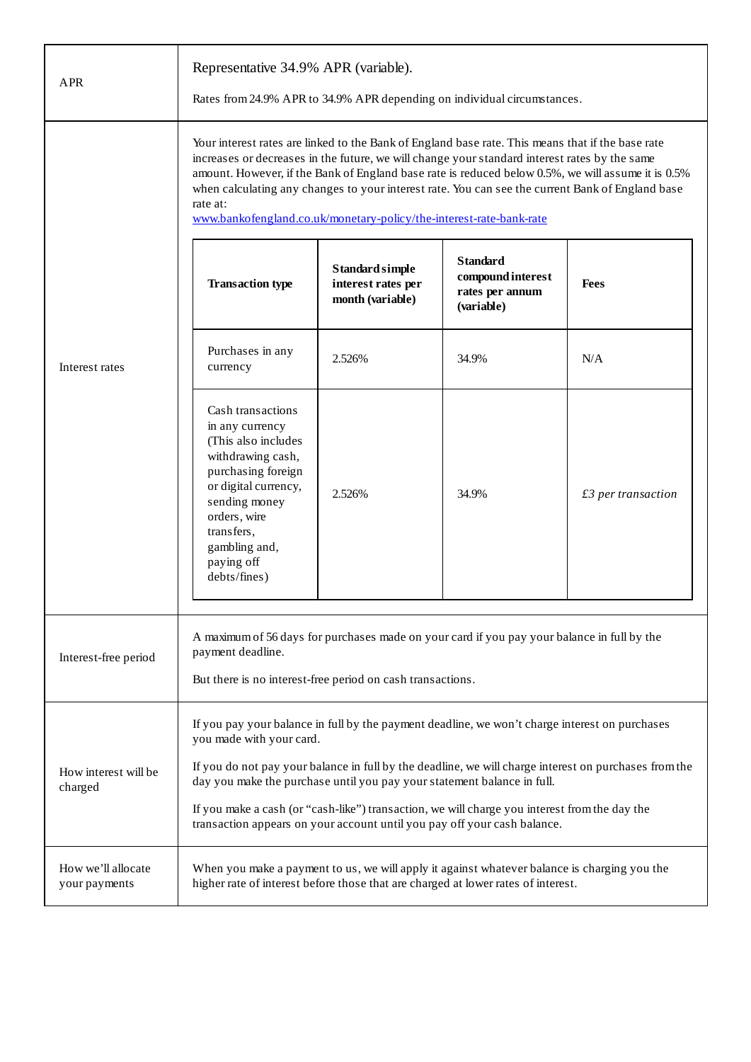| APR | Representative 34.9% APR (variable).<br><br>Rates from 24.9% APR to 34.9% APR depending on individual circumstances. |
|---|---|
| Interest rates | Your interest rates are linked to the Bank of England base rate. This means that if the base rate increases or decreases in the future, we will change your standard interest rates by the same amount. However, if the Bank of England base rate is reduced below 0.5%, we will assume it is 0.5% when calculating any changes to your interest rate. You can see the current Bank of England base rate at:<br>[www.bankofengland.co.uk/monetary-policy/the-interest-rate-bank-rate](www.bankofengland.co.uk/monetary-policy/the-interest-rate-bank-rate) |
| Interest-free period | A maximum of 56 days for purchases made on your card if you pay your balance in full by the payment deadline.<br><br>But there is no interest-free period on cash transactions. |
| How interest will be charged | If you pay your balance in full by the payment deadline, we won't charge interest on purchases you made with your card.<br><br>If you do not pay your balance in full by the deadline, we will charge interest on purchases from the day you make the purchase until you pay your statement balance in full.<br><br>If you make a cash (or "cash-like") transaction, we will charge you interest from the day the transaction appears on your account until you pay off your cash balance. |
| How we'll allocate your payments | When you make a payment to us, we will apply it against whatever balance is charging you the higher rate of interest before those that are charged at lower rates of interest. |

**Interest rates (continued):**

| Transaction type | Standard simple interest rates per month (variable) | Standard compound interest rates per annum (variable) | Fees |
|---|---|---|---|
| Purchases in any currency | 2.526% | 34.9% | N/A |
| Cash transactions in any currency (This also includes withdrawing cash, purchasing foreign or digital currency, sending money orders, wire transfers, gambling and, paying off debts/fines) | 2.526% | 34.9% | *£3 per transaction* |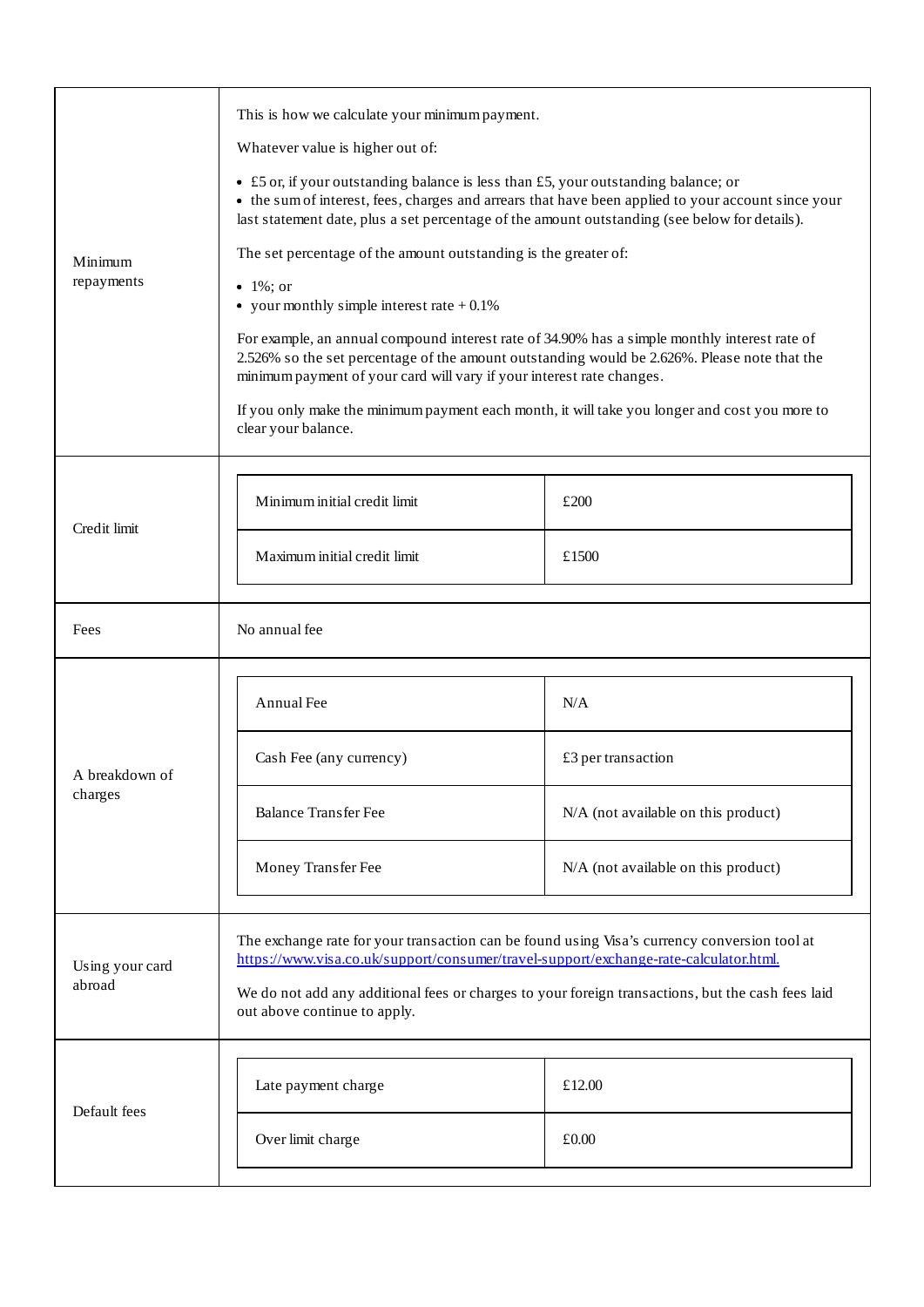| | |
|---|---|
| Minimum repayments | This is how we calculate your minimum payment.<br><br>Whatever value is higher out of:<br><br>• £5 or, if your outstanding balance is less than £5, your outstanding balance; or<br>• the sum of interest, fees, charges and arrears that have been applied to your account since your last statement date, plus a set percentage of the amount outstanding (see below for details).<br><br>The set percentage of the amount outstanding is the greater of:<br><br>• 1%; or<br>• your monthly simple interest rate + 0.1%<br><br>For example, an annual compound interest rate of 34.90% has a simple monthly interest rate of 2.526% so the set percentage of the amount outstanding would be 2.626%. Please note that the minimum payment of your card will vary if your interest rate changes.<br><br>If you only make the minimum payment each month, it will take you longer and cost you more to clear your balance. |
| Credit limit | Minimum initial credit limit: £200<br>Maximum initial credit limit: £1500 |
| Fees | No annual fee |
| A breakdown of charges | Annual Fee: N/A<br>Cash Fee (any currency): £3 per transaction<br>Balance Transfer Fee: N/A (not available on this product)<br>Money Transfer Fee: N/A (not available on this product) |
| Using your card abroad | The exchange rate for your transaction can be found using Visa's currency conversion tool at https://www.visa.co.uk/support/consumer/travel-support/exchange-rate-calculator.html.<br><br>We do not add any additional fees or charges to your foreign transactions, but the cash fees laid out above continue to apply. |
| Default fees | Late payment charge: £12.00<br>Over limit charge: £0.00 |